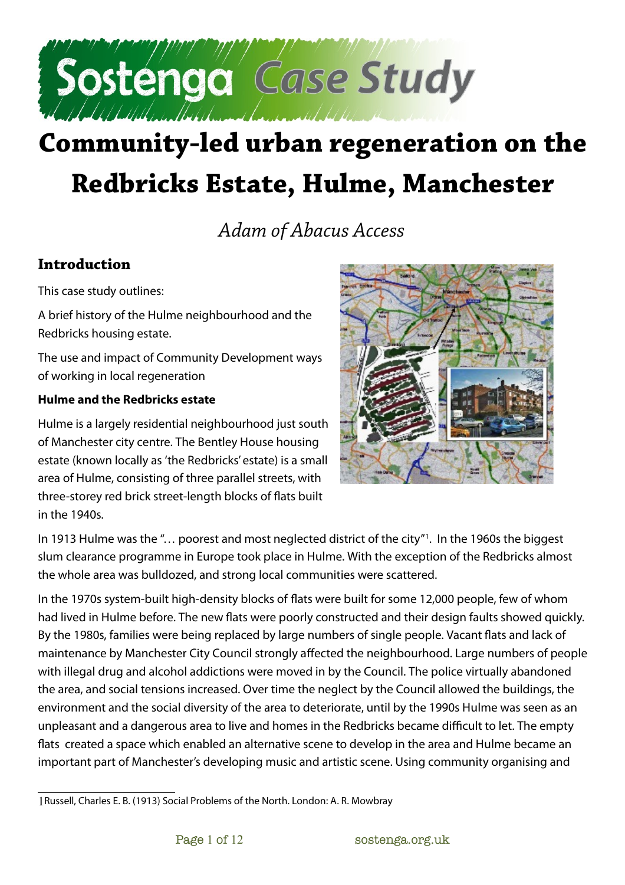# Sostenga Case Study

# Community-led urban regeneration on the Redbricks Estate, Hulme, Manchester

*Adam of Abacus Access*

## Introduction

This case study outlines:

A brief history of the Hulme neighbourhood and the Redbricks housing estate.

The use and impact of Community Development ways of working in local regeneration

### Hulme and the Redbricks estate

Hulme is a largely residential neighbourhood just south of Manchester city centre. The Bentley House housing estate (known locally as 'the Redbricks' estate) is a small area of Hulme, consisting of three parallel streets, with three-storey red brick street-length blocks of flats built in the 1940s.

In 1913 Hulme was the "… poorest and most neglected district of the city"[1]. In the 1960s the biggest slum clearance programme in Europe took place in Hulme. With the exception of the Redbricks almost the whole area was bulldozed, and strong local communities were scattered.

In the 1970s system-built high-density blocks of flats were built for some 12,000 people, few of whom had lived in Hulme before. The new flats were poorly constructed and their design faults showed quickly. By the 1980s, families were being replaced by large numbers of single people. Vacant flats and lack of maintenance by Manchester City Council strongly affected the neighbourhood. Large numbers of people with illegal drug and alcohol addictions were moved in by the Council. The police virtually abandoned the area, and social tensions increased. Over time the neglect by the Council allowed the buildings, the environment and the social diversity of the area to deteriorate, until by the 1990s Hulme was seen as an unpleasant and a dangerous area to live and homes in the Redbricks became difficult to let. The empty flats created a space which enabled an alternative scene to develop in the area and Hulme became an important part of Manchester's developing music and artistic scene. Using community organising and

---

[1] Russell, Charles E. B. (1913) Social Problems of the North. London: A. R. Mowbray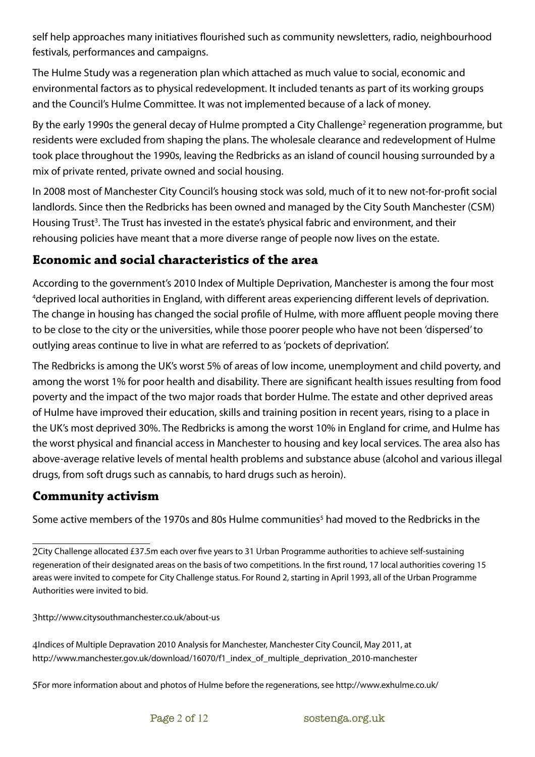self help approaches many initiatives flourished such as community newsletters, radio, neighbourhood festivals, performances and campaigns.

The Hulme Study was a regeneration plan which attached as much value to social, economic and environmental factors as to physical redevelopment. It included tenants as part of its working groups and the Council's Hulme Committee. It was not implemented because of a lack of money.

By the early 1990s the general decay of Hulme prompted a City Challenge[2] regeneration programme, but residents were excluded from shaping the plans. The wholesale clearance and redevelopment of Hulme took place throughout the 1990s, leaving the Redbricks as an island of council housing surrounded by a mix of private rented, private owned and social housing.

In 2008 most of Manchester City Council's housing stock was sold, much of it to new not-for-profit social landlords. Since then the Redbricks has been owned and managed by the City South Manchester (CSM) Housing Trust[3]. The Trust has invested in the estate's physical fabric and environment, and their rehousing policies have meant that a more diverse range of people now lives on the estate.

## Economic and social characteristics of the area

According to the government's 2010 Index of Multiple Deprivation, Manchester is among the four most [4]deprived local authorities in England, with different areas experiencing different levels of deprivation. The change in housing has changed the social profile of Hulme, with more affluent people moving there to be close to the city or the universities, while those poorer people who have not been 'dispersed' to outlying areas continue to live in what are referred to as 'pockets of deprivation'.

The Redbricks is among the UK's worst 5% of areas of low income, unemployment and child poverty, and among the worst 1% for poor health and disability. There are significant health issues resulting from food poverty and the impact of the two major roads that border Hulme. The estate and other deprived areas of Hulme have improved their education, skills and training position in recent years, rising to a place in the UK's most deprived 30%. The Redbricks is among the worst 10% in England for crime, and Hulme has the worst physical and financial access in Manchester to housing and key local services. The area also has above-average relative levels of mental health problems and substance abuse (alcohol and various illegal drugs, from soft drugs such as cannabis, to hard drugs such as heroin).

## Community activism

Some active members of the 1970s and 80s Hulme communities[5] had moved to the Redbricks in the

---

2 City Challenge allocated £37.5m each over five years to 31 Urban Programme authorities to achieve self-sustaining regeneration of their designated areas on the basis of two competitions. In the first round, 17 local authorities covering 15 areas were invited to compete for City Challenge status. For Round 2, starting in April 1993, all of the Urban Programme Authorities were invited to bid.

3 http://www.citysouthmanchester.co.uk/about-us

4 Indices of Multiple Depravation 2010 Analysis for Manchester, Manchester City Council, May 2011, at http://www.manchester.gov.uk/download/16070/f1_index_of_multiple_deprivation_2010-manchester

5 For more information about and photos of Hulme before the regenerations, see http://www.exhulme.co.uk/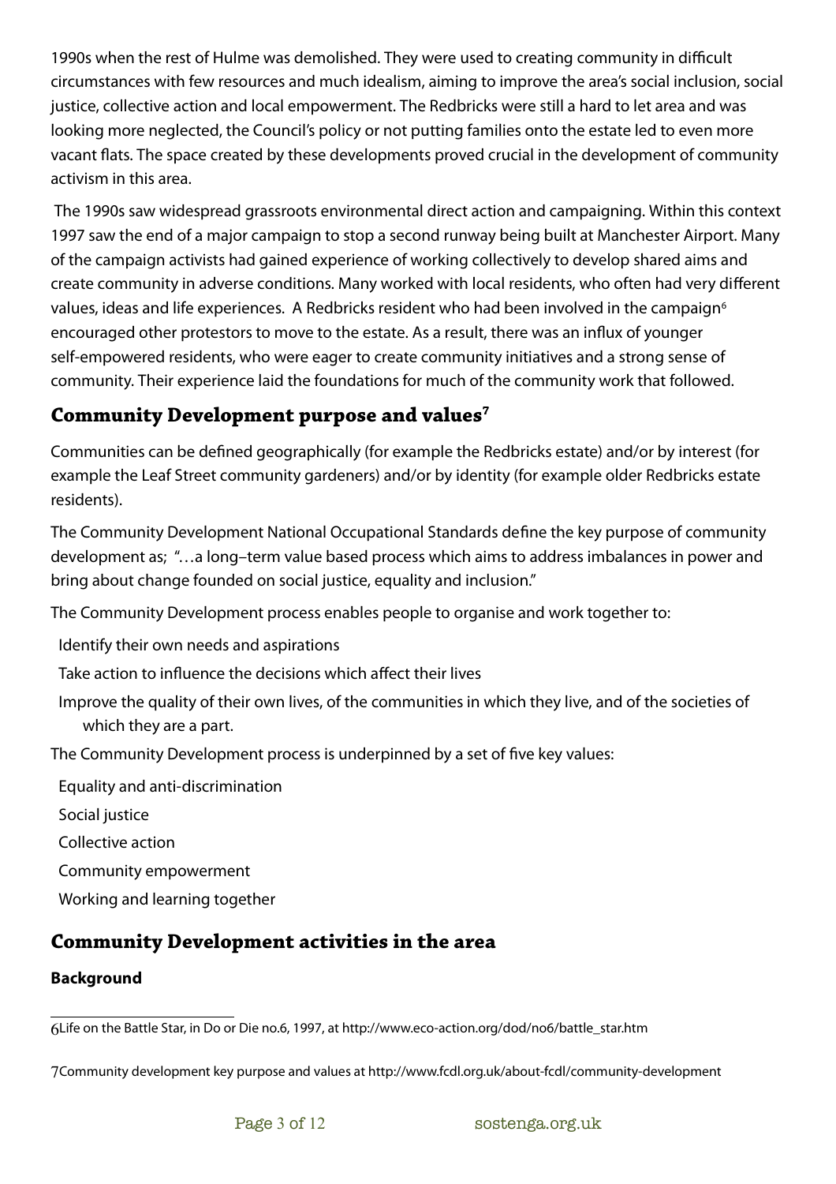1990s when the rest of Hulme was demolished. They were used to creating community in difficult circumstances with few resources and much idealism, aiming to improve the area's social inclusion, social justice, collective action and local empowerment. The Redbricks were still a hard to let area and was looking more neglected, the Council's policy or not putting families onto the estate led to even more vacant flats. The space created by these developments proved crucial in the development of community activism in this area.

The 1990s saw widespread grassroots environmental direct action and campaigning. Within this context 1997 saw the end of a major campaign to stop a second runway being built at Manchester Airport. Many of the campaign activists had gained experience of working collectively to develop shared aims and create community in adverse conditions. Many worked with local residents, who often had very different values, ideas and life experiences. A Redbricks resident who had been involved in the campaign[6] encouraged other protestors to move to the estate. As a result, there was an influx of younger self-empowered residents, who were eager to create community initiatives and a strong sense of community. Their experience laid the foundations for much of the community work that followed.

## Community Development purpose and values[7]

Communities can be defined geographically (for example the Redbricks estate) and/or by interest (for example the Leaf Street community gardeners) and/or by identity (for example older Redbricks estate residents).

The Community Development National Occupational Standards define the key purpose of community development as; "…a long–term value based process which aims to address imbalances in power and bring about change founded on social justice, equality and inclusion."

The Community Development process enables people to organise and work together to:

- Identify their own needs and aspirations
- Take action to influence the decisions which affect their lives
- Improve the quality of their own lives, of the communities in which they live, and of the societies of which they are a part.

The Community Development process is underpinned by a set of five key values:

- Equality and anti-discrimination
- Social justice
- Collective action
- Community empowerment
- Working and learning together

## Community Development activities in the area

### Background

6 Life on the Battle Star, in Do or Die no.6, 1997, at http://www.eco-action.org/dod/no6/battle_star.htm

7 Community development key purpose and values at http://www.fcdl.org.uk/about-fcdl/community-development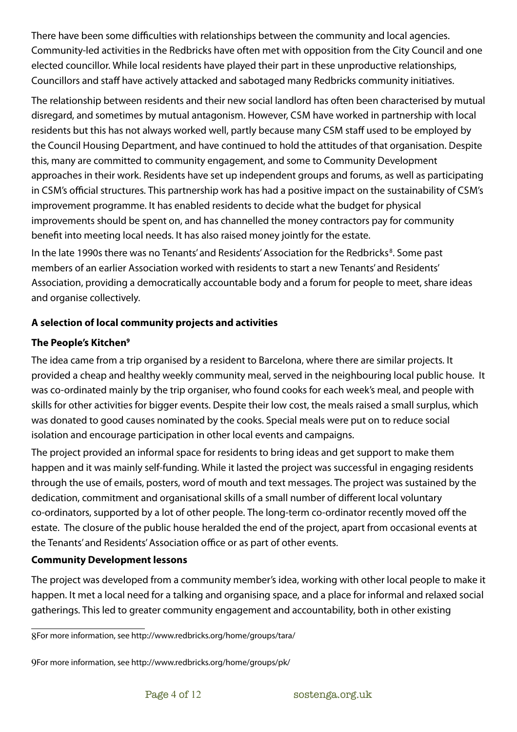There have been some difficulties with relationships between the community and local agencies. Community-led activities in the Redbricks have often met with opposition from the City Council and one elected councillor. While local residents have played their part in these unproductive relationships, Councillors and staff have actively attacked and sabotaged many Redbricks community initiatives.

The relationship between residents and their new social landlord has often been characterised by mutual disregard, and sometimes by mutual antagonism. However, CSM have worked in partnership with local residents but this has not always worked well, partly because many CSM staff used to be employed by the Council Housing Department, and have continued to hold the attitudes of that organisation. Despite this, many are committed to community engagement, and some to Community Development approaches in their work. Residents have set up independent groups and forums, as well as participating in CSM's official structures. This partnership work has had a positive impact on the sustainability of CSM's improvement programme. It has enabled residents to decide what the budget for physical improvements should be spent on, and has channelled the money contractors pay for community benefit into meeting local needs. It has also raised money jointly for the estate.

In the late 1990s there was no Tenants' and Residents' Association for the Redbricks[8]. Some past members of an earlier Association worked with residents to start a new Tenants' and Residents' Association, providing a democratically accountable body and a forum for people to meet, share ideas and organise collectively.

**A selection of local community projects and activities**

**The People's Kitchen[9]**

The idea came from a trip organised by a resident to Barcelona, where there are similar projects. It provided a cheap and healthy weekly community meal, served in the neighbouring local public house. It was co-ordinated mainly by the trip organiser, who found cooks for each week's meal, and people with skills for other activities for bigger events. Despite their low cost, the meals raised a small surplus, which was donated to good causes nominated by the cooks. Special meals were put on to reduce social isolation and encourage participation in other local events and campaigns.

The project provided an informal space for residents to bring ideas and get support to make them happen and it was mainly self-funding. While it lasted the project was successful in engaging residents through the use of emails, posters, word of mouth and text messages. The project was sustained by the dedication, commitment and organisational skills of a small number of different local voluntary co-ordinators, supported by a lot of other people. The long-term co-ordinator recently moved off the estate. The closure of the public house heralded the end of the project, apart from occasional events at the Tenants' and Residents' Association office or as part of other events.

**Community Development lessons**

The project was developed from a community member's idea, working with other local people to make it happen. It met a local need for a talking and organising space, and a place for informal and relaxed social gatherings. This led to greater community engagement and accountability, both in other existing

---

8 For more information, see http://www.redbricks.org/home/groups/tara/

9 For more information, see http://www.redbricks.org/home/groups/pk/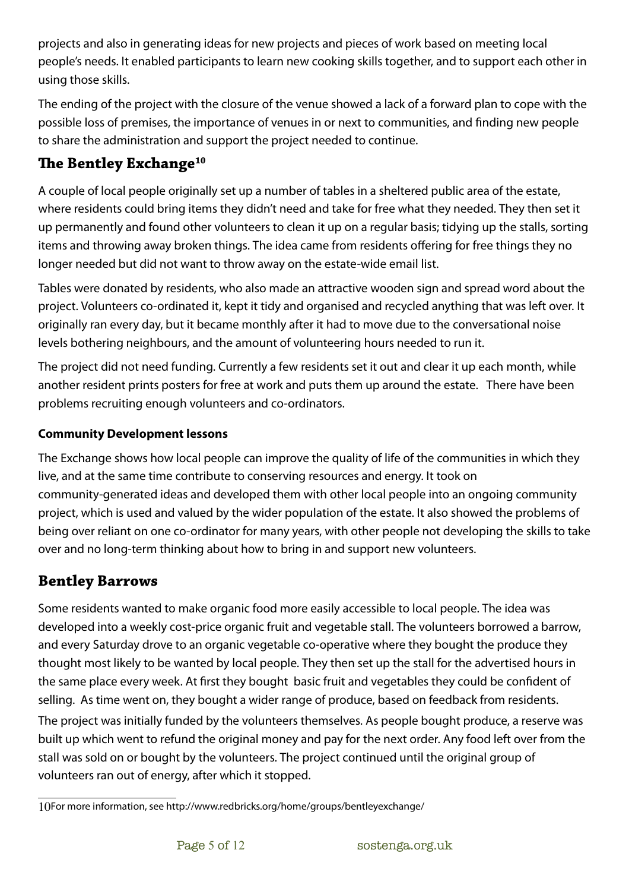projects and also in generating ideas for new projects and pieces of work based on meeting local people's needs. It enabled participants to learn new cooking skills together, and to support each other in using those skills.

The ending of the project with the closure of the venue showed a lack of a forward plan to cope with the possible loss of premises, the importance of venues in or next to communities, and finding new people to share the administration and support the project needed to continue.

## The Bentley Exchange[10]

A couple of local people originally set up a number of tables in a sheltered public area of the estate, where residents could bring items they didn't need and take for free what they needed. They then set it up permanently and found other volunteers to clean it up on a regular basis; tidying up the stalls, sorting items and throwing away broken things. The idea came from residents offering for free things they no longer needed but did not want to throw away on the estate-wide email list.

Tables were donated by residents, who also made an attractive wooden sign and spread word about the project. Volunteers co-ordinated it, kept it tidy and organised and recycled anything that was left over. It originally ran every day, but it became monthly after it had to move due to the conversational noise levels bothering neighbours, and the amount of volunteering hours needed to run it.

The project did not need funding. Currently a few residents set it out and clear it up each month, while another resident prints posters for free at work and puts them up around the estate. There have been problems recruiting enough volunteers and co-ordinators.

### Community Development lessons

The Exchange shows how local people can improve the quality of life of the communities in which they live, and at the same time contribute to conserving resources and energy. It took on community-generated ideas and developed them with other local people into an ongoing community project, which is used and valued by the wider population of the estate. It also showed the problems of being over reliant on one co-ordinator for many years, with other people not developing the skills to take over and no long-term thinking about how to bring in and support new volunteers.

## Bentley Barrows

Some residents wanted to make organic food more easily accessible to local people. The idea was developed into a weekly cost-price organic fruit and vegetable stall. The volunteers borrowed a barrow, and every Saturday drove to an organic vegetable co-operative where they bought the produce they thought most likely to be wanted by local people. They then set up the stall for the advertised hours in the same place every week. At first they bought basic fruit and vegetables they could be confident of selling. As time went on, they bought a wider range of produce, based on feedback from residents.

The project was initially funded by the volunteers themselves. As people bought produce, a reserve was built up which went to refund the original money and pay for the next order. Any food left over from the stall was sold on or bought by the volunteers. The project continued until the original group of volunteers ran out of energy, after which it stopped.

---

10 For more information, see http://www.redbricks.org/home/groups/bentleyexchange/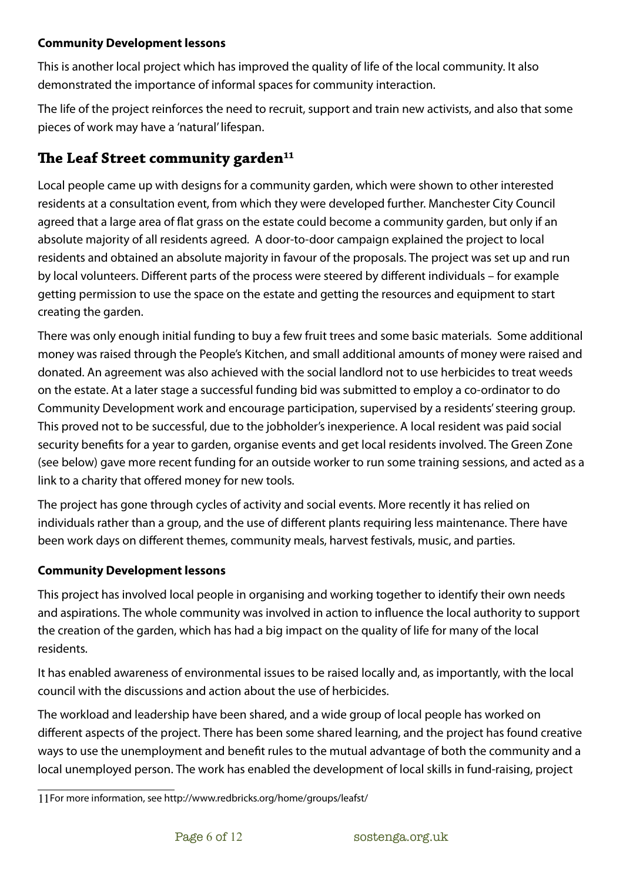**Community Development lessons**

This is another local project which has improved the quality of life of the local community. It also demonstrated the importance of informal spaces for community interaction.

The life of the project reinforces the need to recruit, support and train new activists, and also that some pieces of work may have a 'natural' lifespan.

## The Leaf Street community garden[11]

Local people came up with designs for a community garden, which were shown to other interested residents at a consultation event, from which they were developed further. Manchester City Council agreed that a large area of flat grass on the estate could become a community garden, but only if an absolute majority of all residents agreed. A door-to-door campaign explained the project to local residents and obtained an absolute majority in favour of the proposals. The project was set up and run by local volunteers. Different parts of the process were steered by different individuals – for example getting permission to use the space on the estate and getting the resources and equipment to start creating the garden.

There was only enough initial funding to buy a few fruit trees and some basic materials. Some additional money was raised through the People's Kitchen, and small additional amounts of money were raised and donated. An agreement was also achieved with the social landlord not to use herbicides to treat weeds on the estate. At a later stage a successful funding bid was submitted to employ a co-ordinator to do Community Development work and encourage participation, supervised by a residents' steering group. This proved not to be successful, due to the jobholder's inexperience. A local resident was paid social security benefits for a year to garden, organise events and get local residents involved. The Green Zone (see below) gave more recent funding for an outside worker to run some training sessions, and acted as a link to a charity that offered money for new tools.

The project has gone through cycles of activity and social events. More recently it has relied on individuals rather than a group, and the use of different plants requiring less maintenance. There have been work days on different themes, community meals, harvest festivals, music, and parties.

**Community Development lessons**

This project has involved local people in organising and working together to identify their own needs and aspirations. The whole community was involved in action to influence the local authority to support the creation of the garden, which has had a big impact on the quality of life for many of the local residents.

It has enabled awareness of environmental issues to be raised locally and, as importantly, with the local council with the discussions and action about the use of herbicides.

The workload and leadership have been shared, and a wide group of local people has worked on different aspects of the project. There has been some shared learning, and the project has found creative ways to use the unemployment and benefit rules to the mutual advantage of both the community and a local unemployed person. The work has enabled the development of local skills in fund-raising, project

[11] For more information, see http://www.redbricks.org/home/groups/leafst/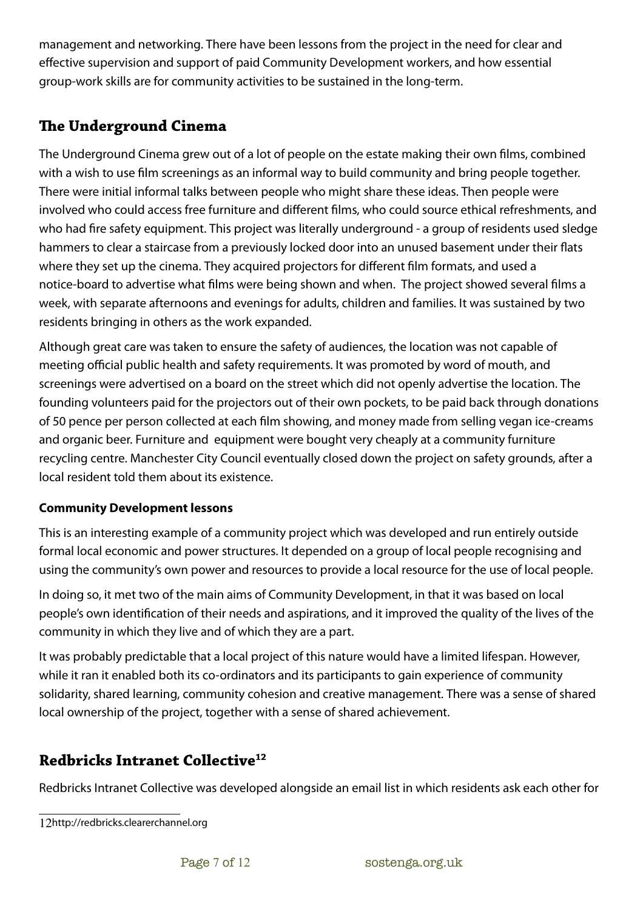management and networking. There have been lessons from the project in the need for clear and effective supervision and support of paid Community Development workers, and how essential group-work skills are for community activities to be sustained in the long-term.

## The Underground Cinema

The Underground Cinema grew out of a lot of people on the estate making their own films, combined with a wish to use film screenings as an informal way to build community and bring people together. There were initial informal talks between people who might share these ideas. Then people were involved who could access free furniture and different films, who could source ethical refreshments, and who had fire safety equipment. This project was literally underground - a group of residents used sledge hammers to clear a staircase from a previously locked door into an unused basement under their flats where they set up the cinema. They acquired projectors for different film formats, and used a notice-board to advertise what films were being shown and when. The project showed several films a week, with separate afternoons and evenings for adults, children and families. It was sustained by two residents bringing in others as the work expanded.

Although great care was taken to ensure the safety of audiences, the location was not capable of meeting official public health and safety requirements. It was promoted by word of mouth, and screenings were advertised on a board on the street which did not openly advertise the location. The founding volunteers paid for the projectors out of their own pockets, to be paid back through donations of 50 pence per person collected at each film showing, and money made from selling vegan ice-creams and organic beer. Furniture and equipment were bought very cheaply at a community furniture recycling centre. Manchester City Council eventually closed down the project on safety grounds, after a local resident told them about its existence.

### Community Development lessons

This is an interesting example of a community project which was developed and run entirely outside formal local economic and power structures. It depended on a group of local people recognising and using the community's own power and resources to provide a local resource for the use of local people.

In doing so, it met two of the main aims of Community Development, in that it was based on local people's own identification of their needs and aspirations, and it improved the quality of the lives of the community in which they live and of which they are a part.

It was probably predictable that a local project of this nature would have a limited lifespan. However, while it ran it enabled both its co-ordinators and its participants to gain experience of community solidarity, shared learning, community cohesion and creative management. There was a sense of shared local ownership of the project, together with a sense of shared achievement.

## Redbricks Intranet Collective[12]

Redbricks Intranet Collective was developed alongside an email list in which residents ask each other for

12 http://redbricks.clearerchannel.org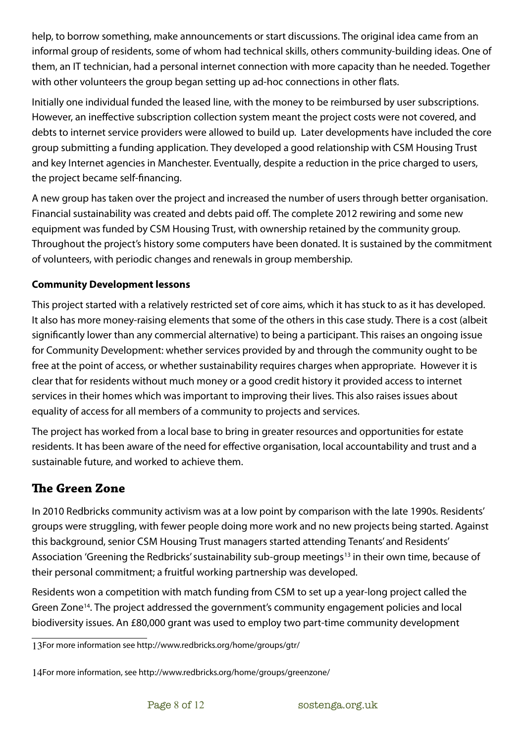help, to borrow something, make announcements or start discussions. The original idea came from an informal group of residents, some of whom had technical skills, others community-building ideas. One of them, an IT technician, had a personal internet connection with more capacity than he needed. Together with other volunteers the group began setting up ad-hoc connections in other flats.

Initially one individual funded the leased line, with the money to be reimbursed by user subscriptions. However, an ineffective subscription collection system meant the project costs were not covered, and debts to internet service providers were allowed to build up. Later developments have included the core group submitting a funding application. They developed a good relationship with CSM Housing Trust and key Internet agencies in Manchester. Eventually, despite a reduction in the price charged to users, the project became self-financing.

A new group has taken over the project and increased the number of users through better organisation. Financial sustainability was created and debts paid off. The complete 2012 rewiring and some new equipment was funded by CSM Housing Trust, with ownership retained by the community group. Throughout the project's history some computers have been donated. It is sustained by the commitment of volunteers, with periodic changes and renewals in group membership.

**Community Development lessons**

This project started with a relatively restricted set of core aims, which it has stuck to as it has developed. It also has more money-raising elements that some of the others in this case study. There is a cost (albeit significantly lower than any commercial alternative) to being a participant. This raises an ongoing issue for Community Development: whether services provided by and through the community ought to be free at the point of access, or whether sustainability requires charges when appropriate. However it is clear that for residents without much money or a good credit history it provided access to internet services in their homes which was important to improving their lives. This also raises issues about equality of access for all members of a community to projects and services.

The project has worked from a local base to bring in greater resources and opportunities for estate residents. It has been aware of the need for effective organisation, local accountability and trust and a sustainable future, and worked to achieve them.

## The Green Zone

In 2010 Redbricks community activism was at a low point by comparison with the late 1990s. Residents' groups were struggling, with fewer people doing more work and no new projects being started. Against this background, senior CSM Housing Trust managers started attending Tenants' and Residents' Association 'Greening the Redbricks' sustainability sub-group meetings[13] in their own time, because of their personal commitment; a fruitful working partnership was developed.

Residents won a competition with match funding from CSM to set up a year-long project called the Green Zone[14]. The project addressed the government's community engagement policies and local biodiversity issues. An £80,000 grant was used to employ two part-time community development

---

13 For more information see http://www.redbricks.org/home/groups/gtr/

14 For more information, see http://www.redbricks.org/home/groups/greenzone/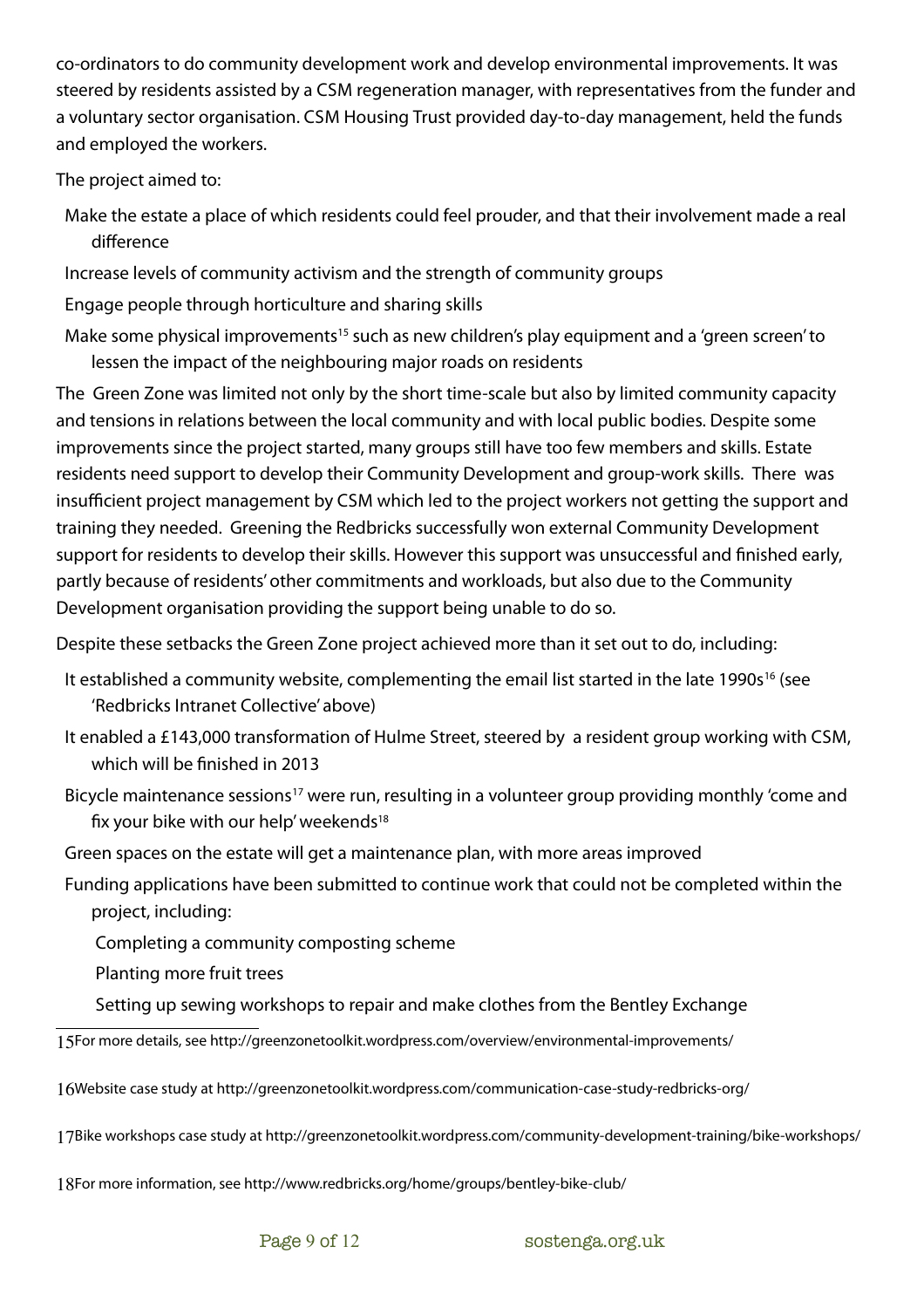co-ordinators to do community development work and develop environmental improvements. It was steered by residents assisted by a CSM regeneration manager, with representatives from the funder and a voluntary sector organisation. CSM Housing Trust provided day-to-day management, held the funds and employed the workers.

The project aimed to:

- Make the estate a place of which residents could feel prouder, and that their involvement made a real difference
- Increase levels of community activism and the strength of community groups
- Engage people through horticulture and sharing skills
- Make some physical improvements[15] such as new children's play equipment and a 'green screen' to lessen the impact of the neighbouring major roads on residents

The Green Zone was limited not only by the short time-scale but also by limited community capacity and tensions in relations between the local community and with local public bodies. Despite some improvements since the project started, many groups still have too few members and skills. Estate residents need support to develop their Community Development and group-work skills. There was insufficient project management by CSM which led to the project workers not getting the support and training they needed. Greening the Redbricks successfully won external Community Development support for residents to develop their skills. However this support was unsuccessful and finished early, partly because of residents' other commitments and workloads, but also due to the Community Development organisation providing the support being unable to do so.

Despite these setbacks the Green Zone project achieved more than it set out to do, including:

- It established a community website, complementing the email list started in the late 1990s[16] (see 'Redbricks Intranet Collective' above)
- It enabled a £143,000 transformation of Hulme Street, steered by a resident group working with CSM, which will be finished in 2013
- Bicycle maintenance sessions[17] were run, resulting in a volunteer group providing monthly 'come and fix your bike with our help' weekends[18]
- Green spaces on the estate will get a maintenance plan, with more areas improved
- Funding applications have been submitted to continue work that could not be completed within the project, including:
  - Completing a community composting scheme
  - Planting more fruit trees
  - Setting up sewing workshops to repair and make clothes from the Bentley Exchange

---

15 For more details, see http://greenzonetoolkit.wordpress.com/overview/environmental-improvements/

16 Website case study at http://greenzonetoolkit.wordpress.com/communication-case-study-redbricks-org/

17 Bike workshops case study at http://greenzonetoolkit.wordpress.com/community-development-training/bike-workshops/

18 For more information, see http://www.redbricks.org/home/groups/bentley-bike-club/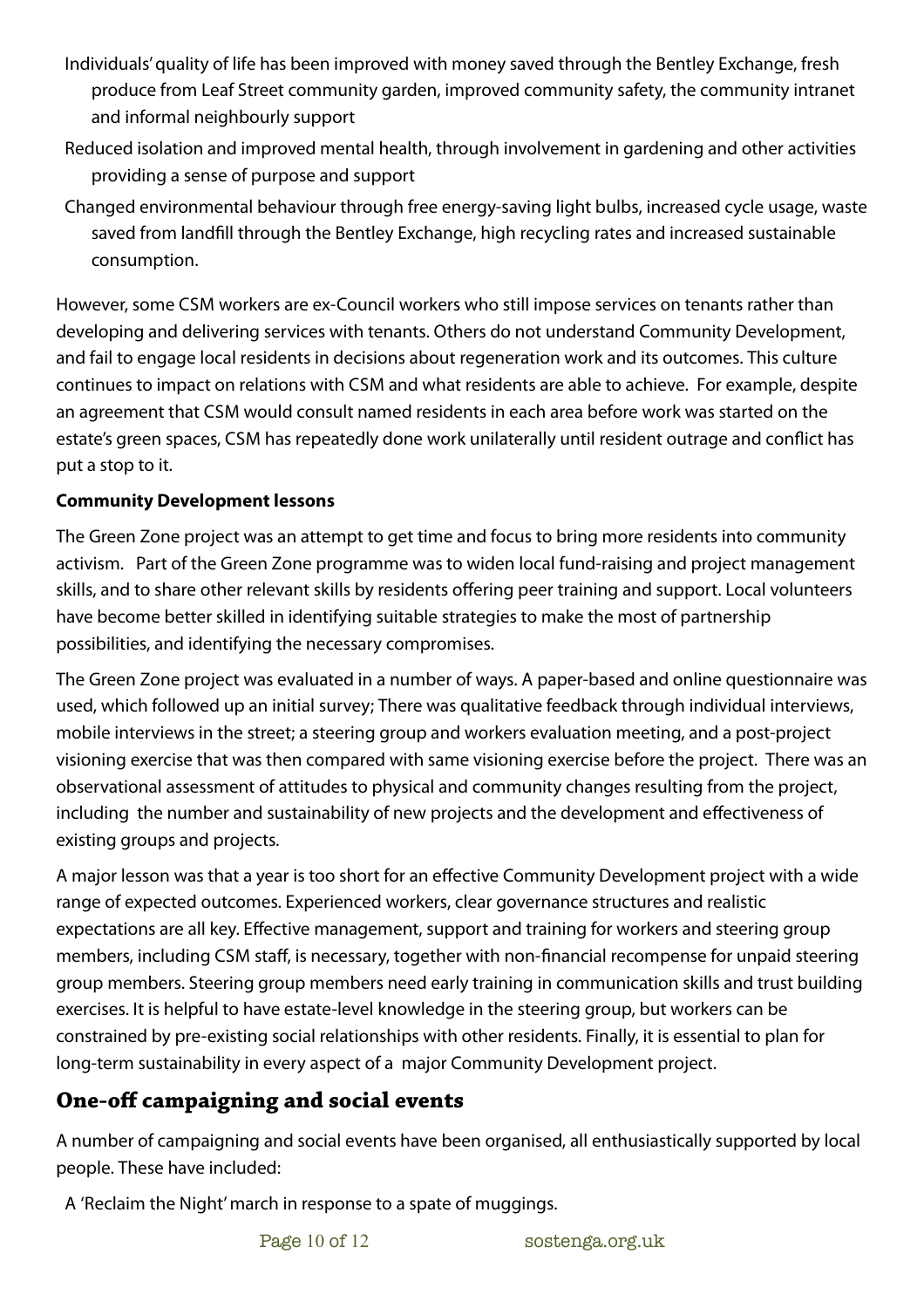- Individuals' quality of life has been improved with money saved through the Bentley Exchange, fresh produce from Leaf Street community garden, improved community safety, the community intranet and informal neighbourly support
- Reduced isolation and improved mental health, through involvement in gardening and other activities providing a sense of purpose and support
- Changed environmental behaviour through free energy-saving light bulbs, increased cycle usage, waste saved from landfill through the Bentley Exchange, high recycling rates and increased sustainable consumption.

However, some CSM workers are ex-Council workers who still impose services on tenants rather than developing and delivering services with tenants. Others do not understand Community Development, and fail to engage local residents in decisions about regeneration work and its outcomes. This culture continues to impact on relations with CSM and what residents are able to achieve. For example, despite an agreement that CSM would consult named residents in each area before work was started on the estate's green spaces, CSM has repeatedly done work unilaterally until resident outrage and conflict has put a stop to it.

**Community Development lessons**

The Green Zone project was an attempt to get time and focus to bring more residents into community activism. Part of the Green Zone programme was to widen local fund-raising and project management skills, and to share other relevant skills by residents offering peer training and support. Local volunteers have become better skilled in identifying suitable strategies to make the most of partnership possibilities, and identifying the necessary compromises.

The Green Zone project was evaluated in a number of ways. A paper-based and online questionnaire was used, which followed up an initial survey; There was qualitative feedback through individual interviews, mobile interviews in the street; a steering group and workers evaluation meeting, and a post-project visioning exercise that was then compared with same visioning exercise before the project. There was an observational assessment of attitudes to physical and community changes resulting from the project, including the number and sustainability of new projects and the development and effectiveness of existing groups and projects.

A major lesson was that a year is too short for an effective Community Development project with a wide range of expected outcomes. Experienced workers, clear governance structures and realistic expectations are all key. Effective management, support and training for workers and steering group members, including CSM staff, is necessary, together with non-financial recompense for unpaid steering group members. Steering group members need early training in communication skills and trust building exercises. It is helpful to have estate-level knowledge in the steering group, but workers can be constrained by pre-existing social relationships with other residents. Finally, it is essential to plan for long-term sustainability in every aspect of a major Community Development project.

## One-off campaigning and social events

A number of campaigning and social events have been organised, all enthusiastically supported by local people. These have included:

- A 'Reclaim the Night' march in response to a spate of muggings.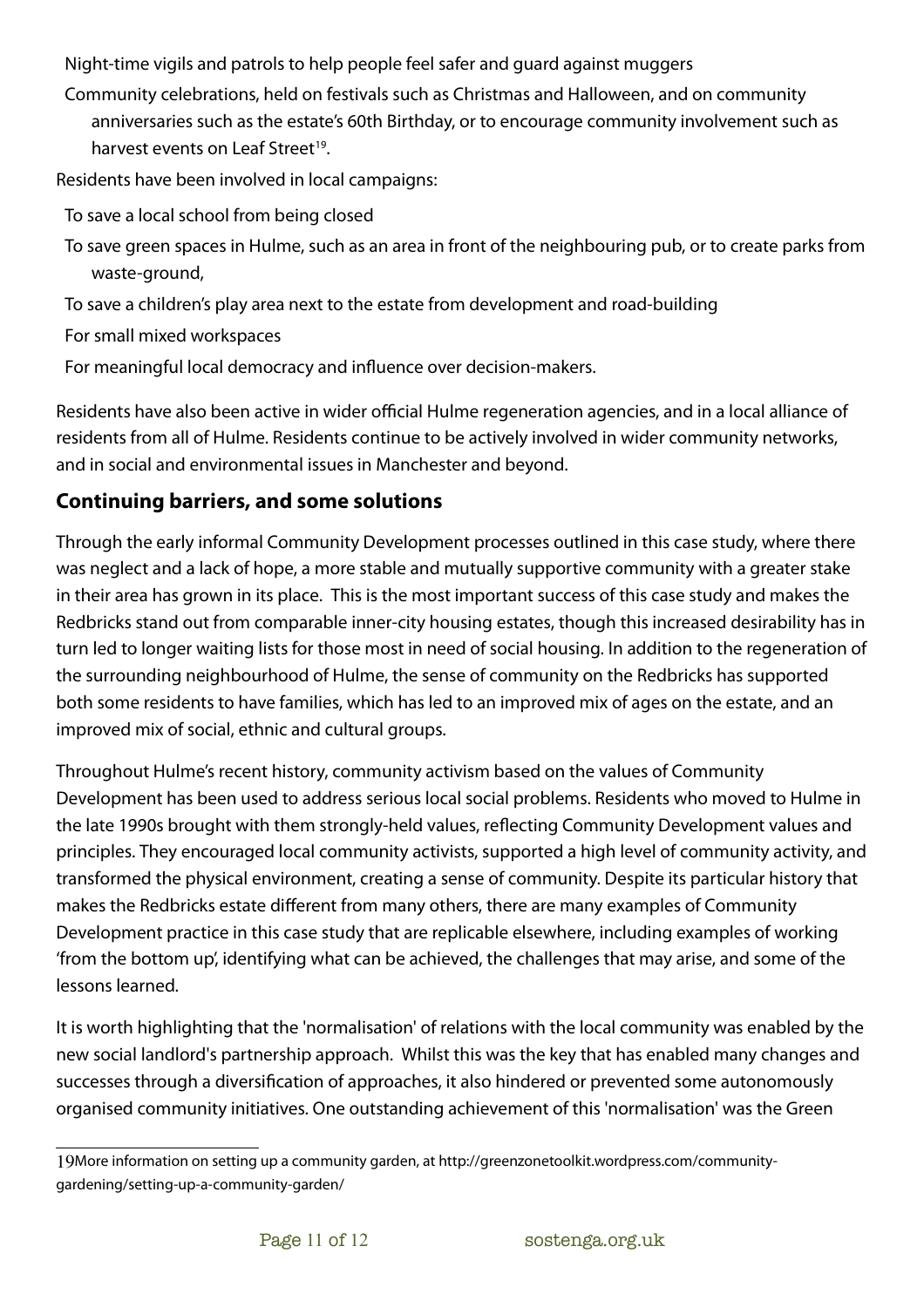- Night-time vigils and patrols to help people feel safer and guard against muggers
- Community celebrations, held on festivals such as Christmas and Halloween, and on community anniversaries such as the estate's 60th Birthday, or to encourage community involvement such as harvest events on Leaf Street[19].

Residents have been involved in local campaigns:

- To save a local school from being closed
- To save green spaces in Hulme, such as an area in front of the neighbouring pub, or to create parks from waste-ground,
- To save a children's play area next to the estate from development and road-building
- For small mixed workspaces
- For meaningful local democracy and influence over decision-makers.

Residents have also been active in wider official Hulme regeneration agencies, and in a local alliance of residents from all of Hulme. Residents continue to be actively involved in wider community networks, and in social and environmental issues in Manchester and beyond.

## Continuing barriers, and some solutions

Through the early informal Community Development processes outlined in this case study, where there was neglect and a lack of hope, a more stable and mutually supportive community with a greater stake in their area has grown in its place. This is the most important success of this case study and makes the Redbricks stand out from comparable inner-city housing estates, though this increased desirability has in turn led to longer waiting lists for those most in need of social housing. In addition to the regeneration of the surrounding neighbourhood of Hulme, the sense of community on the Redbricks has supported both some residents to have families, which has led to an improved mix of ages on the estate, and an improved mix of social, ethnic and cultural groups.

Throughout Hulme's recent history, community activism based on the values of Community Development has been used to address serious local social problems. Residents who moved to Hulme in the late 1990s brought with them strongly-held values, reflecting Community Development values and principles. They encouraged local community activists, supported a high level of community activity, and transformed the physical environment, creating a sense of community. Despite its particular history that makes the Redbricks estate different from many others, there are many examples of Community Development practice in this case study that are replicable elsewhere, including examples of working 'from the bottom up', identifying what can be achieved, the challenges that may arise, and some of the lessons learned.

It is worth highlighting that the 'normalisation' of relations with the local community was enabled by the new social landlord's partnership approach. Whilst this was the key that has enabled many changes and successes through a diversification of approaches, it also hindered or prevented some autonomously organised community initiatives. One outstanding achievement of this 'normalisation' was the Green

---

[19] More information on setting up a community garden, at http://greenzonetoolkit.wordpress.com/community-gardening/setting-up-a-community-garden/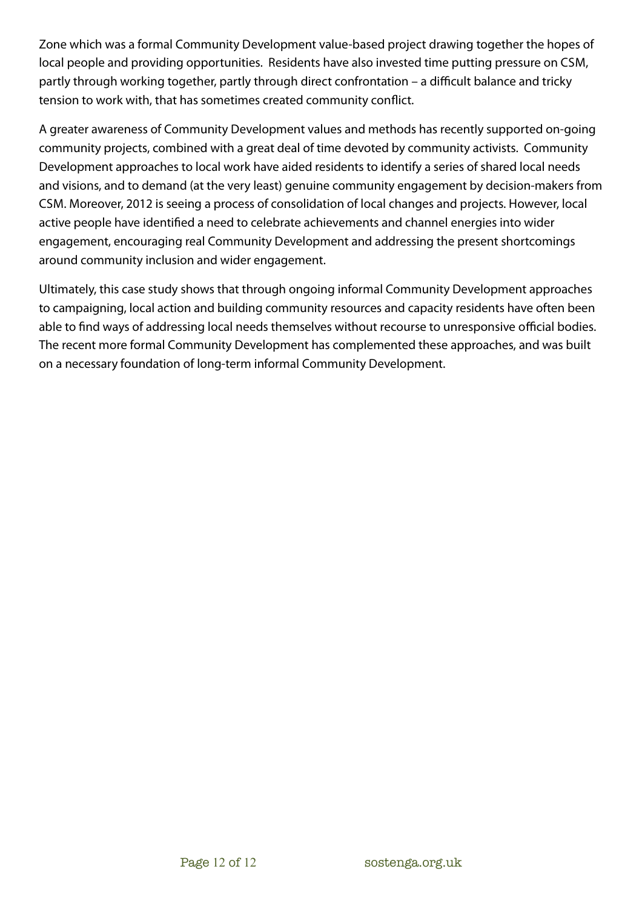Zone which was a formal Community Development value-based project drawing together the hopes of local people and providing opportunities. Residents have also invested time putting pressure on CSM, partly through working together, partly through direct confrontation – a difficult balance and tricky tension to work with, that has sometimes created community conflict.

A greater awareness of Community Development values and methods has recently supported on-going community projects, combined with a great deal of time devoted by community activists. Community Development approaches to local work have aided residents to identify a series of shared local needs and visions, and to demand (at the very least) genuine community engagement by decision-makers from CSM. Moreover, 2012 is seeing a process of consolidation of local changes and projects. However, local active people have identified a need to celebrate achievements and channel energies into wider engagement, encouraging real Community Development and addressing the present shortcomings around community inclusion and wider engagement.

Ultimately, this case study shows that through ongoing informal Community Development approaches to campaigning, local action and building community resources and capacity residents have often been able to find ways of addressing local needs themselves without recourse to unresponsive official bodies. The recent more formal Community Development has complemented these approaches, and was built on a necessary foundation of long-term informal Community Development.